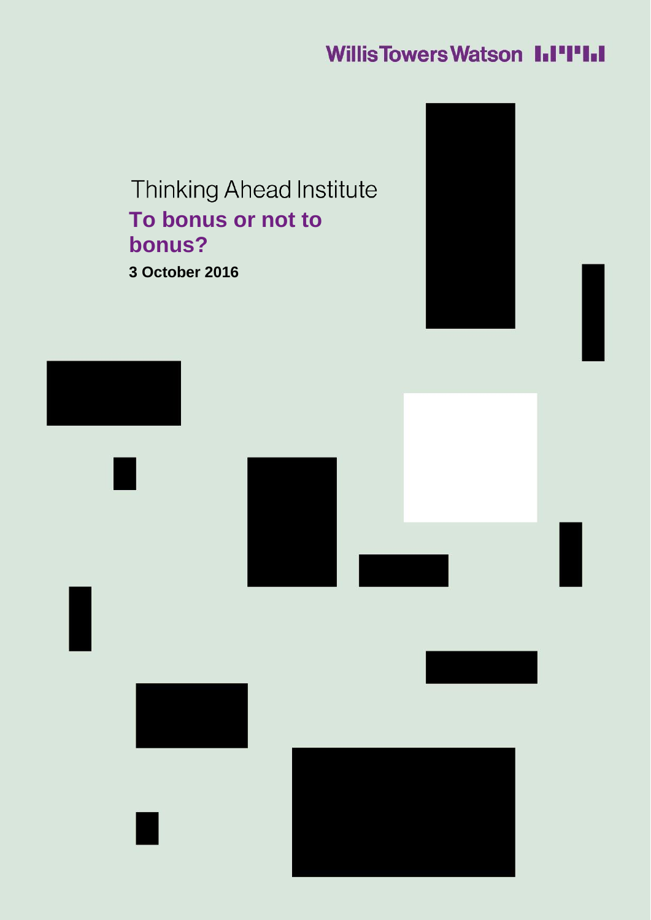Willis Towers Watson

Thinking Ahead Institute

# To bonus or not to bonus?

**3 October 2016**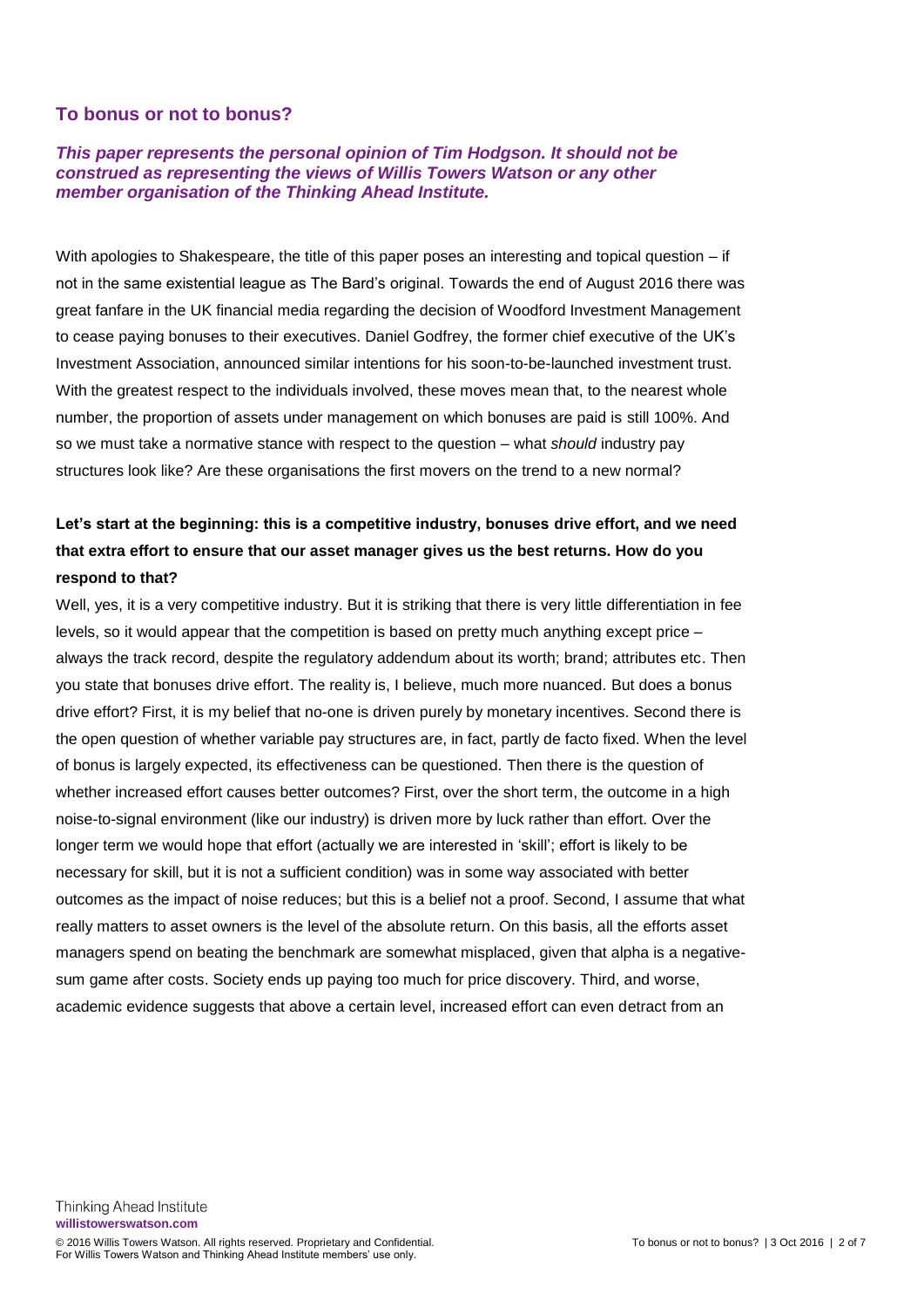## To bonus or not to bonus?

***This paper represents the personal opinion of Tim Hodgson. It should not be construed as representing the views of Willis Towers Watson or any other member organisation of the Thinking Ahead Institute.***

With apologies to Shakespeare, the title of this paper poses an interesting and topical question – if not in the same existential league as The Bard's original. Towards the end of August 2016 there was great fanfare in the UK financial media regarding the decision of Woodford Investment Management to cease paying bonuses to their executives. Daniel Godfrey, the former chief executive of the UK's Investment Association, announced similar intentions for his soon-to-be-launched investment trust. With the greatest respect to the individuals involved, these moves mean that, to the nearest whole number, the proportion of assets under management on which bonuses are paid is still 100%. And so we must take a normative stance with respect to the question – what *should* industry pay structures look like? Are these organisations the first movers on the trend to a new normal?

**Let's start at the beginning: this is a competitive industry, bonuses drive effort, and we need that extra effort to ensure that our asset manager gives us the best returns. How do you respond to that?**

Well, yes, it is a very competitive industry. But it is striking that there is very little differentiation in fee levels, so it would appear that the competition is based on pretty much anything except price – always the track record, despite the regulatory addendum about its worth; brand; attributes etc. Then you state that bonuses drive effort. The reality is, I believe, much more nuanced. But does a bonus drive effort? First, it is my belief that no-one is driven purely by monetary incentives. Second there is the open question of whether variable pay structures are, in fact, partly de facto fixed. When the level of bonus is largely expected, its effectiveness can be questioned. Then there is the question of whether increased effort causes better outcomes? First, over the short term, the outcome in a high noise-to-signal environment (like our industry) is driven more by luck rather than effort. Over the longer term we would hope that effort (actually we are interested in 'skill'; effort is likely to be necessary for skill, but it is not a sufficient condition) was in some way associated with better outcomes as the impact of noise reduces; but this is a belief not a proof. Second, I assume that what really matters to asset owners is the level of the absolute return. On this basis, all the efforts asset managers spend on beating the benchmark are somewhat misplaced, given that alpha is a negative-sum game after costs. Society ends up paying too much for price discovery. Third, and worse, academic evidence suggests that above a certain level, increased effort can even detract from an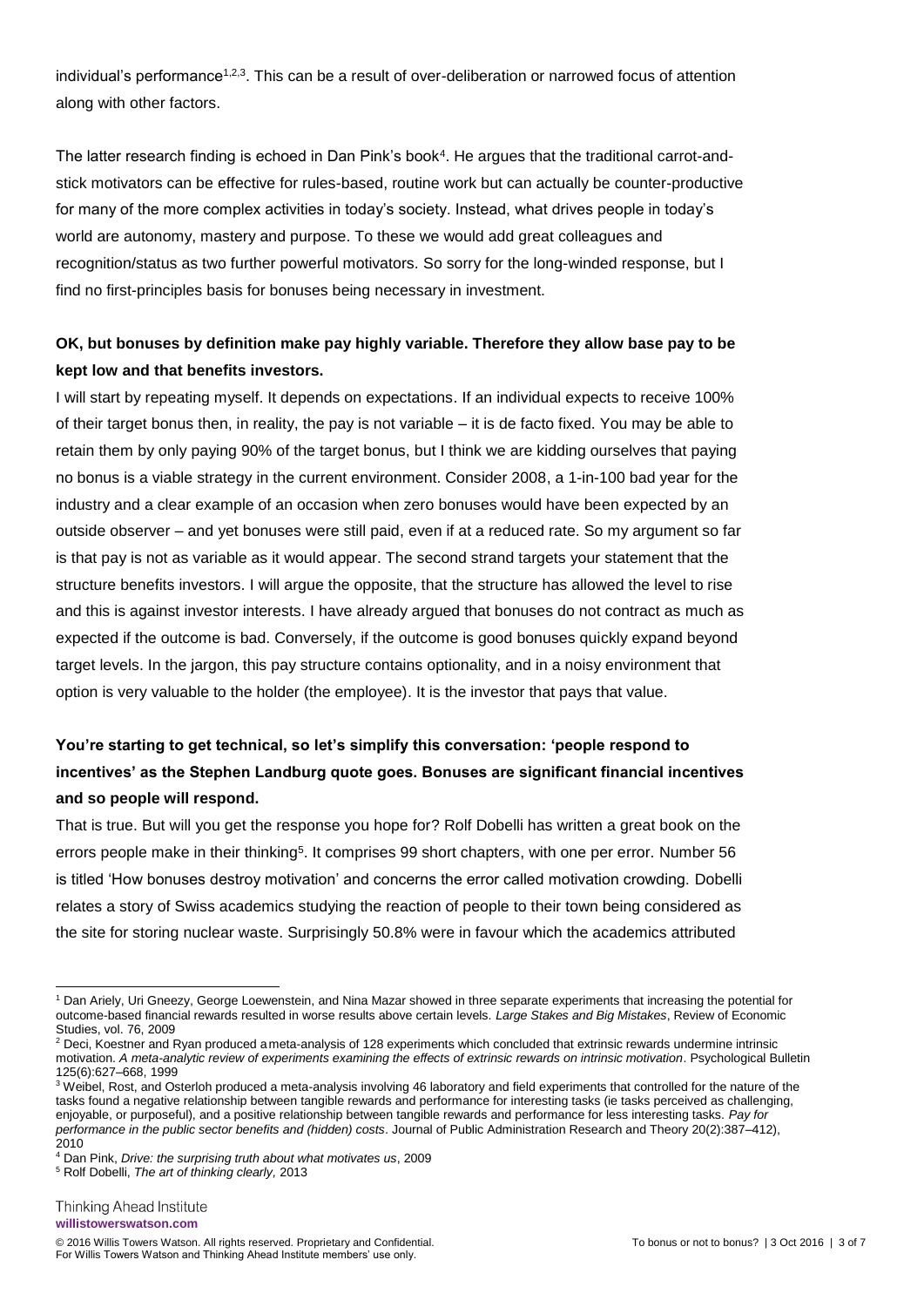individual's performance[1,2,3]. This can be a result of over-deliberation or narrowed focus of attention along with other factors.

The latter research finding is echoed in Dan Pink's book[4]. He argues that the traditional carrot-and-stick motivators can be effective for rules-based, routine work but can actually be counter-productive for many of the more complex activities in today's society. Instead, what drives people in today's world are autonomy, mastery and purpose. To these we would add great colleagues and recognition/status as two further powerful motivators. So sorry for the long-winded response, but I find no first-principles basis for bonuses being necessary in investment.

**OK, but bonuses by definition make pay highly variable. Therefore they allow base pay to be kept low and that benefits investors.**

I will start by repeating myself. It depends on expectations. If an individual expects to receive 100% of their target bonus then, in reality, the pay is not variable – it is de facto fixed. You may be able to retain them by only paying 90% of the target bonus, but I think we are kidding ourselves that paying no bonus is a viable strategy in the current environment. Consider 2008, a 1-in-100 bad year for the industry and a clear example of an occasion when zero bonuses would have been expected by an outside observer – and yet bonuses were still paid, even if at a reduced rate. So my argument so far is that pay is not as variable as it would appear. The second strand targets your statement that the structure benefits investors. I will argue the opposite, that the structure has allowed the level to rise and this is against investor interests. I have already argued that bonuses do not contract as much as expected if the outcome is bad. Conversely, if the outcome is good bonuses quickly expand beyond target levels. In the jargon, this pay structure contains optionality, and in a noisy environment that option is very valuable to the holder (the employee). It is the investor that pays that value.

**You're starting to get technical, so let's simplify this conversation: 'people respond to incentives' as the Stephen Landburg quote goes. Bonuses are significant financial incentives and so people will respond.**

That is true. But will you get the response you hope for? Rolf Dobelli has written a great book on the errors people make in their thinking[5]. It comprises 99 short chapters, with one per error. Number 56 is titled 'How bonuses destroy motivation' and concerns the error called motivation crowding. Dobelli relates a story of Swiss academics studying the reaction of people to their town being considered as the site for storing nuclear waste. Surprisingly 50.8% were in favour which the academics attributed

---

[1] Dan Ariely, Uri Gneezy, George Loewenstein, and Nina Mazar showed in three separate experiments that increasing the potential for outcome-based financial rewards resulted in worse results above certain levels. *Large Stakes and Big Mistakes*, Review of Economic Studies, vol. 76, 2009

[2] Deci, Koestner and Ryan produced a meta-analysis of 128 experiments which concluded that extrinsic rewards undermine intrinsic motivation. *A meta-analytic review of experiments examining the effects of extrinsic rewards on intrinsic motivation*. Psychological Bulletin 125(6):627–668, 1999

[3] Weibel, Rost, and Osterloh produced a meta-analysis involving 46 laboratory and field experiments that controlled for the nature of the tasks found a negative relationship between tangible rewards and performance for interesting tasks (ie tasks perceived as challenging, enjoyable, or purposeful), and a positive relationship between tangible rewards and performance for less interesting tasks. *Pay for performance in the public sector benefits and (hidden) costs*. Journal of Public Administration Research and Theory 20(2):387–412), 2010

[4] Dan Pink, *Drive: the surprising truth about what motivates us*, 2009

[5] Rolf Dobelli, *The art of thinking clearly,* 2013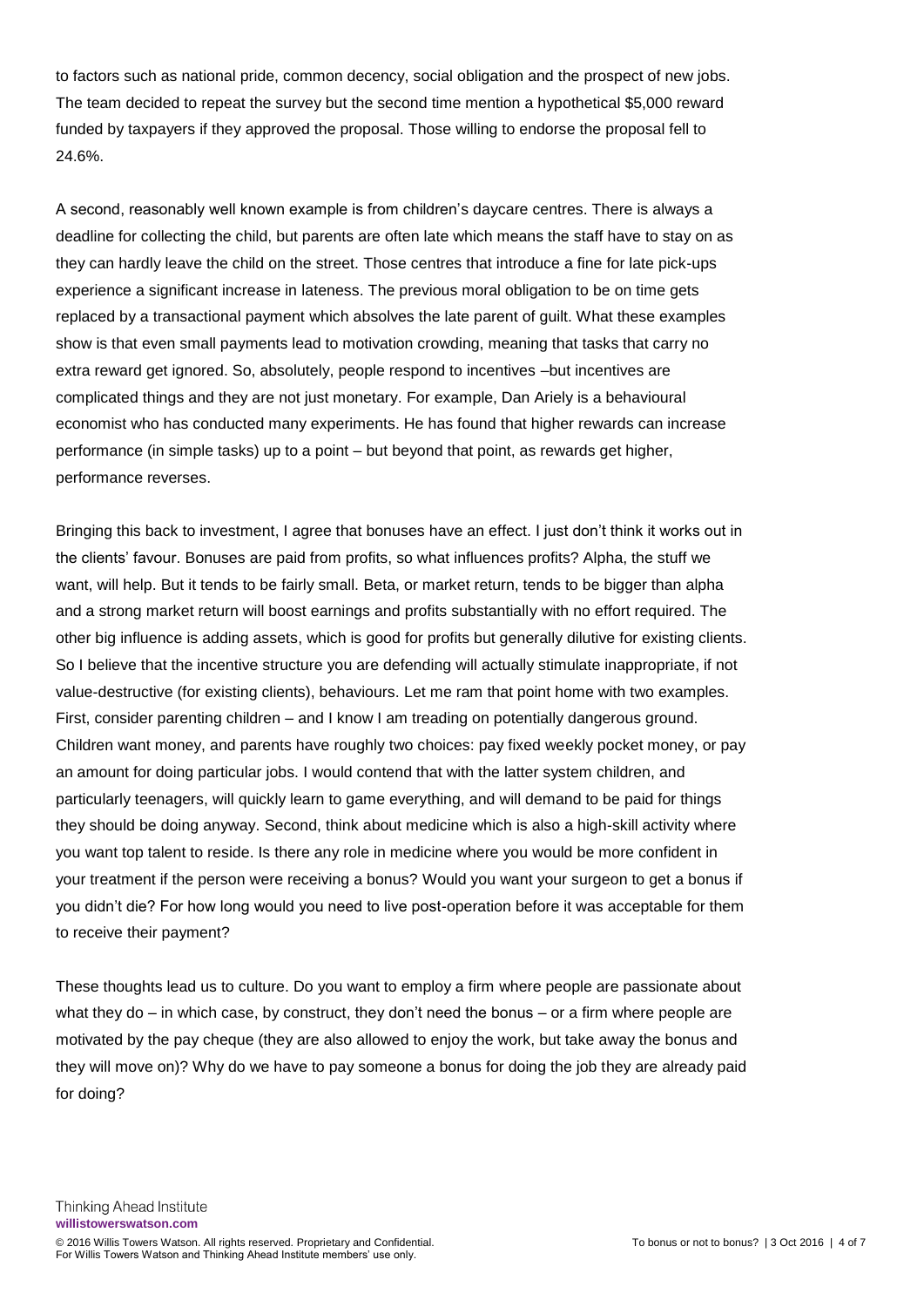to factors such as national pride, common decency, social obligation and the prospect of new jobs. The team decided to repeat the survey but the second time mention a hypothetical $5,000 reward funded by taxpayers if they approved the proposal. Those willing to endorse the proposal fell to 24.6%.

A second, reasonably well known example is from children's daycare centres. There is always a deadline for collecting the child, but parents are often late which means the staff have to stay on as they can hardly leave the child on the street. Those centres that introduce a fine for late pick-ups experience a significant increase in lateness. The previous moral obligation to be on time gets replaced by a transactional payment which absolves the late parent of guilt. What these examples show is that even small payments lead to motivation crowding, meaning that tasks that carry no extra reward get ignored. So, absolutely, people respond to incentives –but incentives are complicated things and they are not just monetary. For example, Dan Ariely is a behavioural economist who has conducted many experiments. He has found that higher rewards can increase performance (in simple tasks) up to a point – but beyond that point, as rewards get higher, performance reverses.

Bringing this back to investment, I agree that bonuses have an effect. I just don't think it works out in the clients' favour. Bonuses are paid from profits, so what influences profits? Alpha, the stuff we want, will help. But it tends to be fairly small. Beta, or market return, tends to be bigger than alpha and a strong market return will boost earnings and profits substantially with no effort required. The other big influence is adding assets, which is good for profits but generally dilutive for existing clients. So I believe that the incentive structure you are defending will actually stimulate inappropriate, if not value-destructive (for existing clients), behaviours. Let me ram that point home with two examples. First, consider parenting children – and I know I am treading on potentially dangerous ground. Children want money, and parents have roughly two choices: pay fixed weekly pocket money, or pay an amount for doing particular jobs. I would contend that with the latter system children, and particularly teenagers, will quickly learn to game everything, and will demand to be paid for things they should be doing anyway. Second, think about medicine which is also a high-skill activity where you want top talent to reside. Is there any role in medicine where you would be more confident in your treatment if the person were receiving a bonus? Would you want your surgeon to get a bonus if you didn't die? For how long would you need to live post-operation before it was acceptable for them to receive their payment?

These thoughts lead us to culture. Do you want to employ a firm where people are passionate about what they do – in which case, by construct, they don't need the bonus – or a firm where people are motivated by the pay cheque (they are also allowed to enjoy the work, but take away the bonus and they will move on)? Why do we have to pay someone a bonus for doing the job they are already paid for doing?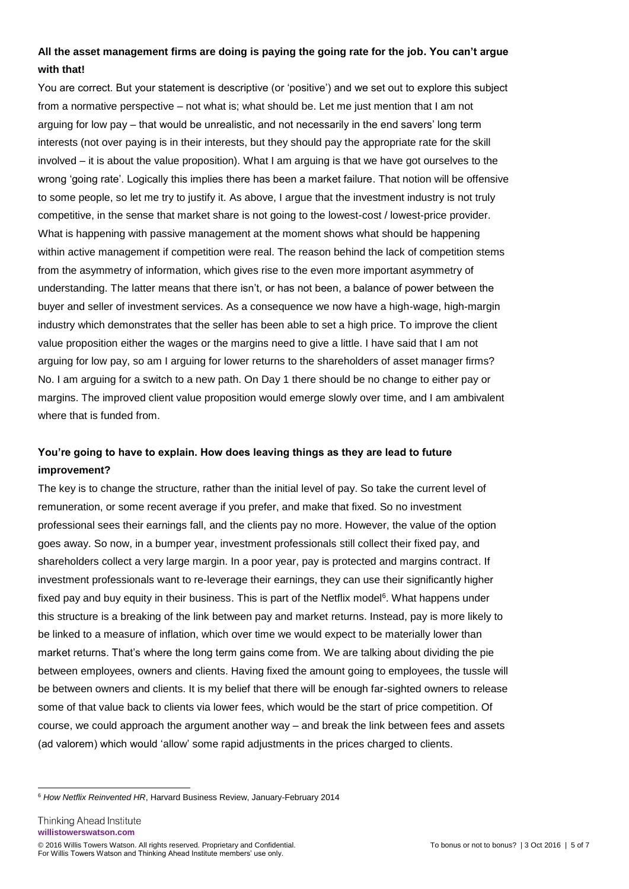**All the asset management firms are doing is paying the going rate for the job. You can't argue with that!**

You are correct. But your statement is descriptive (or 'positive') and we set out to explore this subject from a normative perspective – not what is; what should be. Let me just mention that I am not arguing for low pay – that would be unrealistic, and not necessarily in the end savers' long term interests (not over paying is in their interests, but they should pay the appropriate rate for the skill involved – it is about the value proposition). What I am arguing is that we have got ourselves to the wrong 'going rate'. Logically this implies there has been a market failure. That notion will be offensive to some people, so let me try to justify it. As above, I argue that the investment industry is not truly competitive, in the sense that market share is not going to the lowest-cost / lowest-price provider. What is happening with passive management at the moment shows what should be happening within active management if competition were real. The reason behind the lack of competition stems from the asymmetry of information, which gives rise to the even more important asymmetry of understanding. The latter means that there isn't, or has not been, a balance of power between the buyer and seller of investment services. As a consequence we now have a high-wage, high-margin industry which demonstrates that the seller has been able to set a high price. To improve the client value proposition either the wages or the margins need to give a little. I have said that I am not arguing for low pay, so am I arguing for lower returns to the shareholders of asset manager firms? No. I am arguing for a switch to a new path. On Day 1 there should be no change to either pay or margins. The improved client value proposition would emerge slowly over time, and I am ambivalent where that is funded from.

**You're going to have to explain. How does leaving things as they are lead to future improvement?**

The key is to change the structure, rather than the initial level of pay. So take the current level of remuneration, or some recent average if you prefer, and make that fixed. So no investment professional sees their earnings fall, and the clients pay no more. However, the value of the option goes away. So now, in a bumper year, investment professionals still collect their fixed pay, and shareholders collect a very large margin. In a poor year, pay is protected and margins contract. If investment professionals want to re-leverage their earnings, they can use their significantly higher fixed pay and buy equity in their business. This is part of the Netflix model[6]. What happens under this structure is a breaking of the link between pay and market returns. Instead, pay is more likely to be linked to a measure of inflation, which over time we would expect to be materially lower than market returns. That's where the long term gains come from. We are talking about dividing the pie between employees, owners and clients. Having fixed the amount going to employees, the tussle will be between owners and clients. It is my belief that there will be enough far-sighted owners to release some of that value back to clients via lower fees, which would be the start of price competition. Of course, we could approach the argument another way – and break the link between fees and assets (ad valorem) which would 'allow' some rapid adjustments in the prices charged to clients.

---

[6] *How Netflix Reinvented HR*, Harvard Business Review, January-February 2014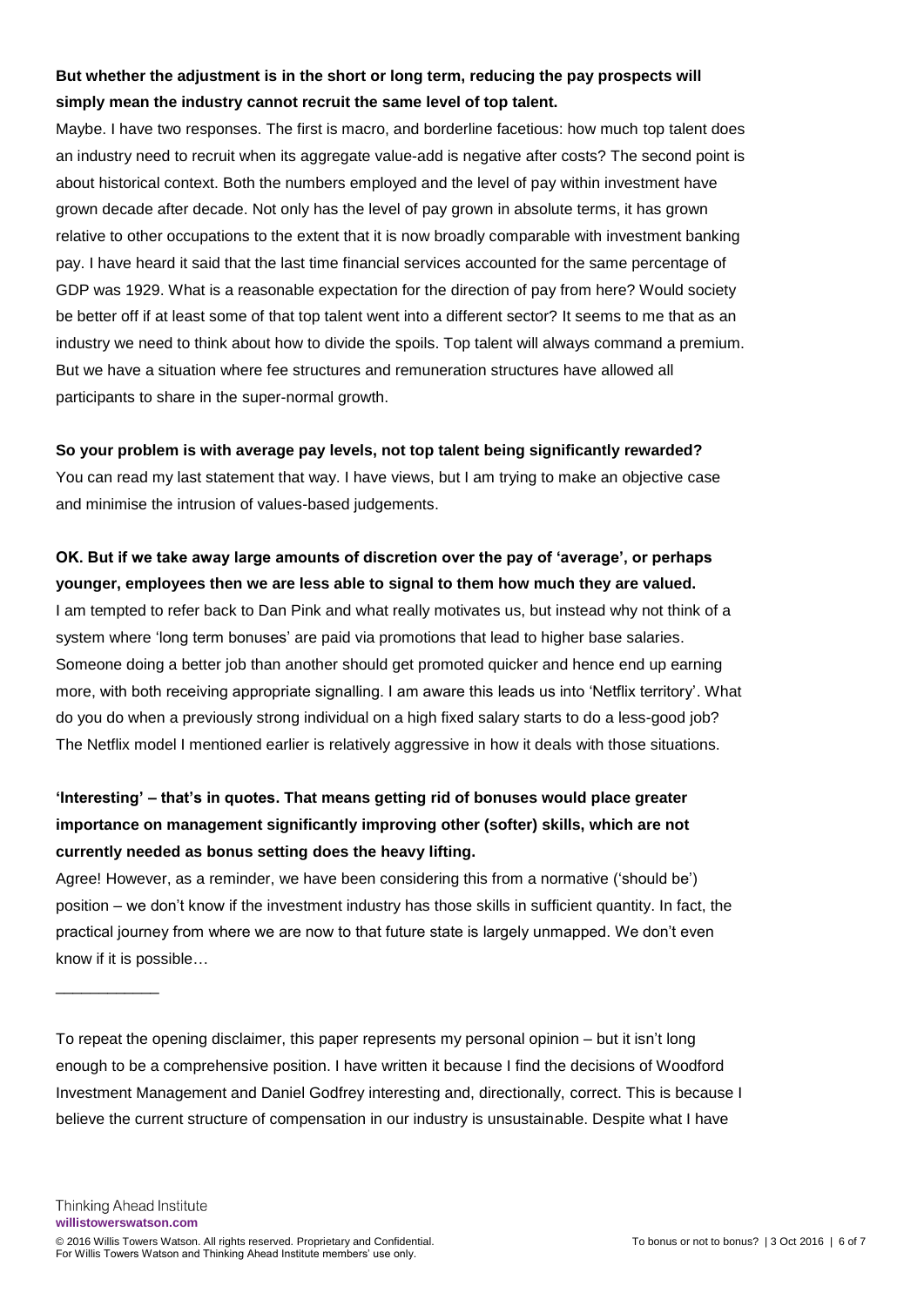**But whether the adjustment is in the short or long term, reducing the pay prospects will simply mean the industry cannot recruit the same level of top talent.**

Maybe. I have two responses. The first is macro, and borderline facetious: how much top talent does an industry need to recruit when its aggregate value-add is negative after costs? The second point is about historical context. Both the numbers employed and the level of pay within investment have grown decade after decade. Not only has the level of pay grown in absolute terms, it has grown relative to other occupations to the extent that it is now broadly comparable with investment banking pay. I have heard it said that the last time financial services accounted for the same percentage of GDP was 1929. What is a reasonable expectation for the direction of pay from here? Would society be better off if at least some of that top talent went into a different sector? It seems to me that as an industry we need to think about how to divide the spoils. Top talent will always command a premium. But we have a situation where fee structures and remuneration structures have allowed all participants to share in the super-normal growth.

**So your problem is with average pay levels, not top talent being significantly rewarded?**

You can read my last statement that way. I have views, but I am trying to make an objective case and minimise the intrusion of values-based judgements.

**OK. But if we take away large amounts of discretion over the pay of 'average', or perhaps younger, employees then we are less able to signal to them how much they are valued.**

I am tempted to refer back to Dan Pink and what really motivates us, but instead why not think of a system where 'long term bonuses' are paid via promotions that lead to higher base salaries. Someone doing a better job than another should get promoted quicker and hence end up earning more, with both receiving appropriate signalling. I am aware this leads us into 'Netflix territory'. What do you do when a previously strong individual on a high fixed salary starts to do a less-good job? The Netflix model I mentioned earlier is relatively aggressive in how it deals with those situations.

**'Interesting' – that's in quotes. That means getting rid of bonuses would place greater importance on management significantly improving other (softer) skills, which are not currently needed as bonus setting does the heavy lifting.**

Agree! However, as a reminder, we have been considering this from a normative ('should be') position – we don't know if the investment industry has those skills in sufficient quantity. In fact, the practical journey from where we are now to that future state is largely unmapped. We don't even know if it is possible…

---

To repeat the opening disclaimer, this paper represents my personal opinion – but it isn't long enough to be a comprehensive position. I have written it because I find the decisions of Woodford Investment Management and Daniel Godfrey interesting and, directionally, correct. This is because I believe the current structure of compensation in our industry is unsustainable. Despite what I have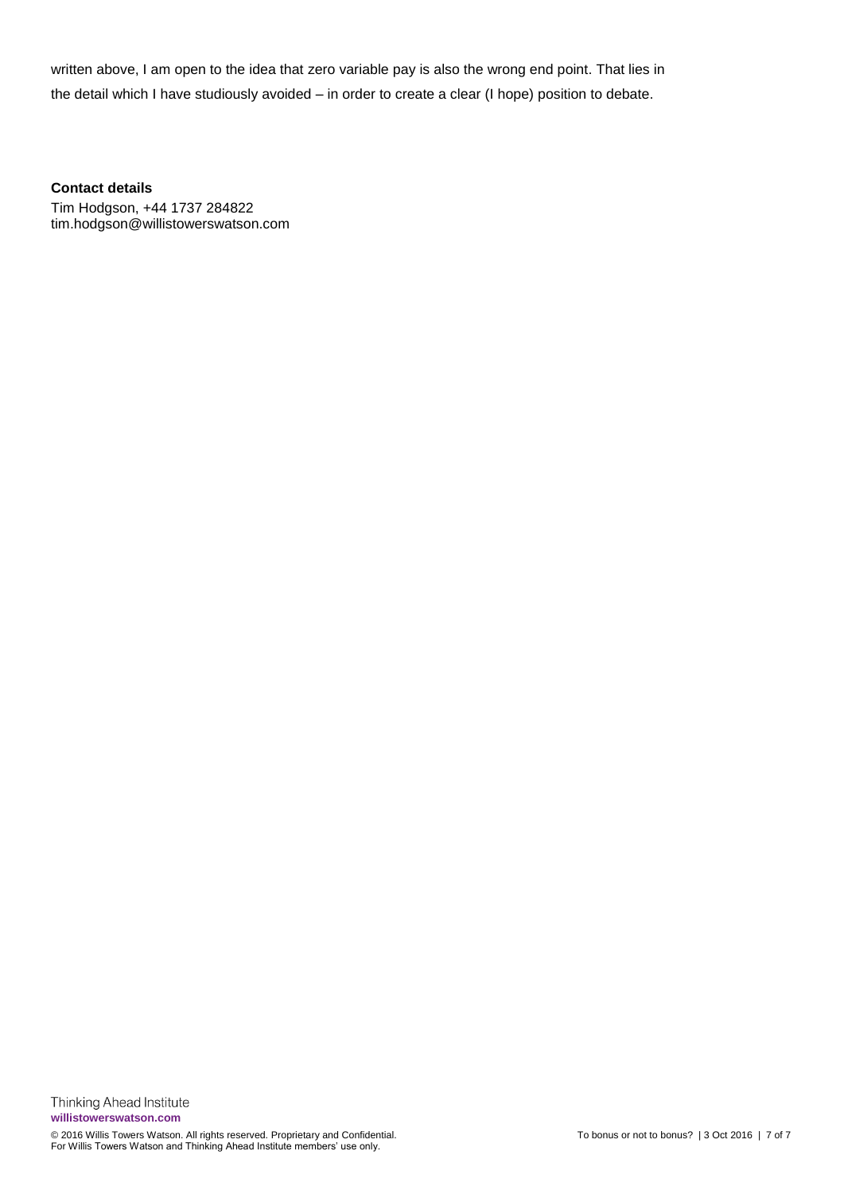written above, I am open to the idea that zero variable pay is also the wrong end point. That lies in the detail which I have studiously avoided – in order to create a clear (I hope) position to debate.

**Contact details**

Tim Hodgson, +44 1737 284822
tim.hodgson@willistowerswatson.com